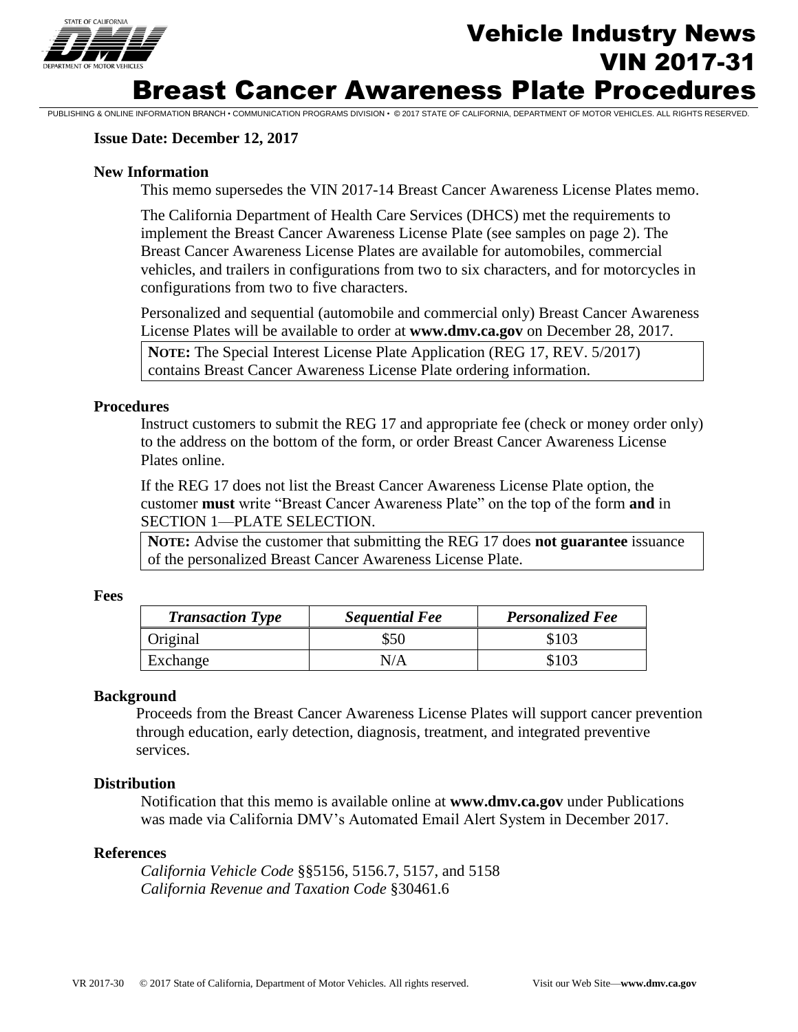# Vehicle Industry News
# VIN 2017-31
# Breast Cancer Awareness Plate Procedures

PUBLISHING & ONLINE INFORMATION BRANCH • COMMUNICATION PROGRAMS DIVISION • © 2017 STATE OF CALIFORNIA, DEPARTMENT OF MOTOR VEHICLES. ALL RIGHTS RESERVED.

**Issue Date: December 12, 2017**

### New Information

This memo supersedes the VIN 2017-14 Breast Cancer Awareness License Plates memo.

The California Department of Health Care Services (DHCS) met the requirements to implement the Breast Cancer Awareness License Plate (see samples on page 2). The Breast Cancer Awareness License Plates are available for automobiles, commercial vehicles, and trailers in configurations from two to six characters, and for motorcycles in configurations from two to five characters.

Personalized and sequential (automobile and commercial only) Breast Cancer Awareness License Plates will be available to order at **www.dmv.ca.gov** on December 28, 2017.

> **NOTE:** The Special Interest License Plate Application (REG 17, REV. 5/2017) contains Breast Cancer Awareness License Plate ordering information.

### Procedures

Instruct customers to submit the REG 17 and appropriate fee (check or money order only) to the address on the bottom of the form, or order Breast Cancer Awareness License Plates online.

If the REG 17 does not list the Breast Cancer Awareness License Plate option, the customer **must** write "Breast Cancer Awareness Plate" on the top of the form **and** in SECTION 1—PLATE SELECTION.

> **NOTE:** Advise the customer that submitting the REG 17 does **not guarantee** issuance of the personalized Breast Cancer Awareness License Plate.

### Fees

| *Transaction Type* | *Sequential Fee* | *Personalized Fee* |
|---|---|---|
| Original | $50 | $103 |
| Exchange | N/A | $103 |

### Background

Proceeds from the Breast Cancer Awareness License Plates will support cancer prevention through education, early detection, diagnosis, treatment, and integrated preventive services.

### Distribution

Notification that this memo is available online at **www.dmv.ca.gov** under Publications was made via California DMV's Automated Email Alert System in December 2017.

### References

*California Vehicle Code* §§5156, 5156.7, 5157, and 5158
*California Revenue and Taxation Code* §30461.6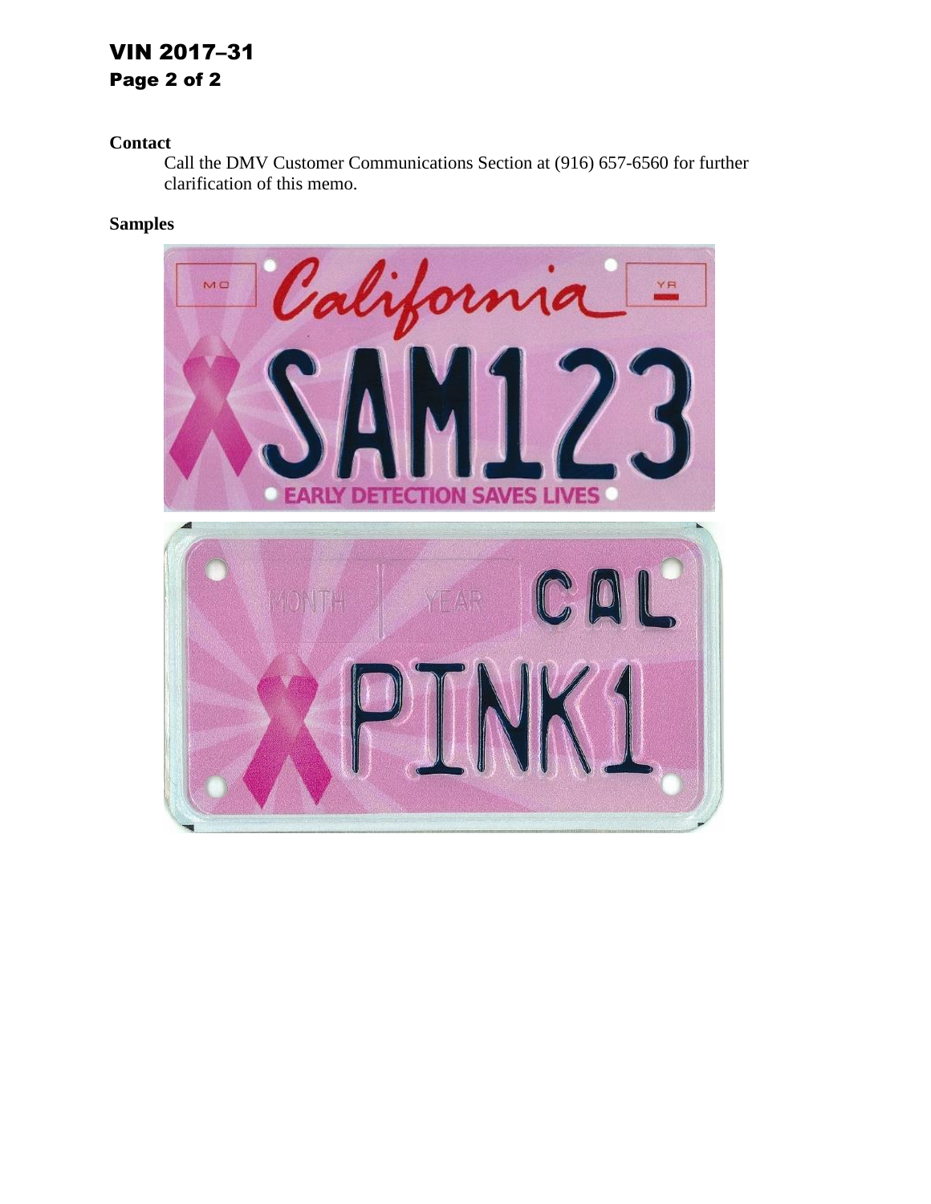**Contact**

Call the DMV Customer Communications Section at (916) 657-6560 for further clarification of this memo.

**Samples**